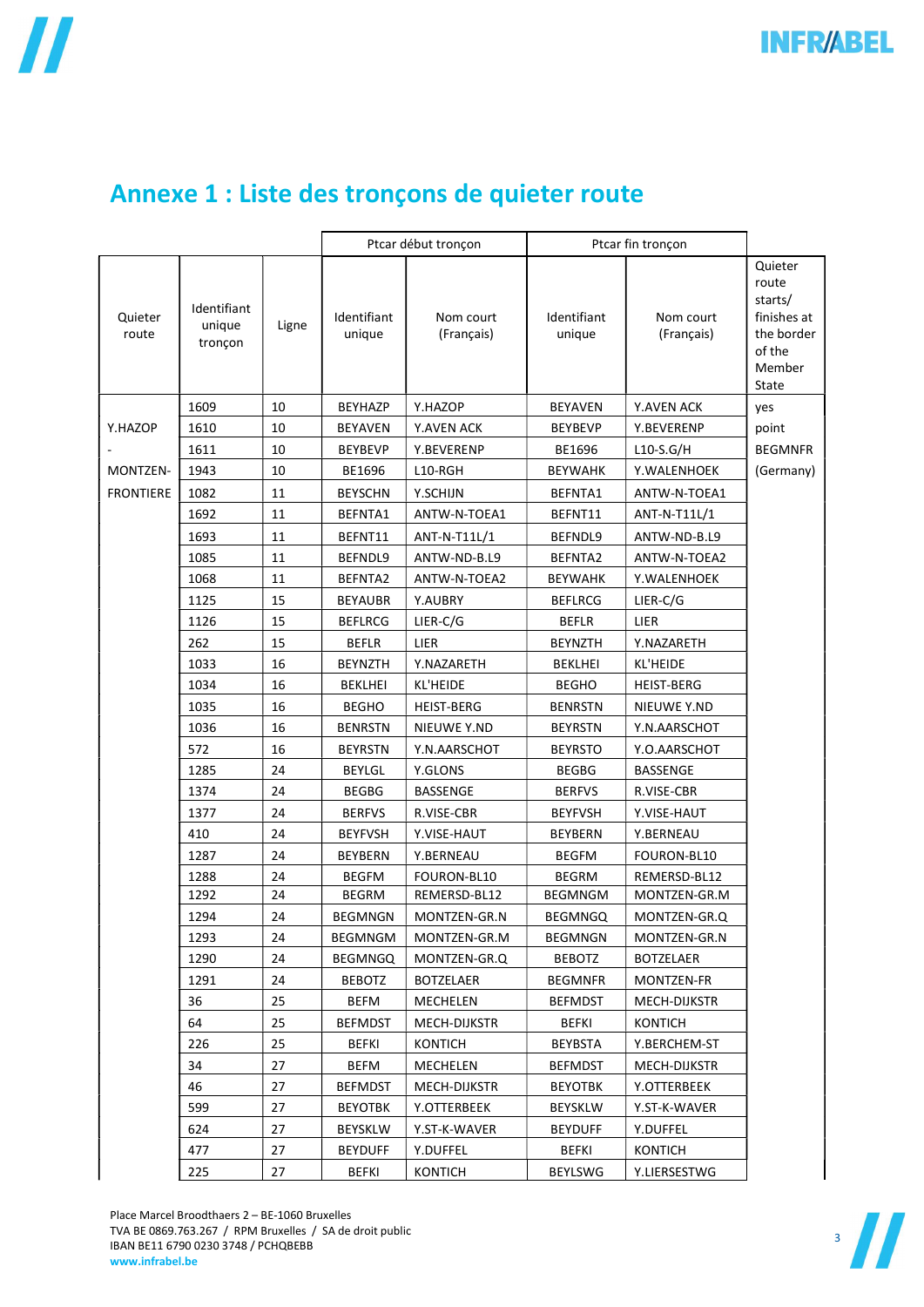# Annexe 1 : Liste des tronçons de quieter route

| | | | Ptcar début tronçon | | Ptcar fin tronçon | | |
|---|---|---|---|---|---|---|---|
| Quieter route | Identifiant unique tronçon | Ligne | Identifiant unique | Nom court (Français) | Identifiant unique | Nom court (Français) | Quieter route starts/ finishes at the border of the Member State |
| Y.HAZOP - MONTZEN-FRONTIERE | 1609 | 10 | BEYHAZP | Y.HAZOP | BEYAVEN | Y.AVEN ACK | yes point BEGMNFR (Germany) |
| | 1610 | 10 | BEYAVEN | Y.AVEN ACK | BEYBEVP | Y.BEVERENP | |
| | 1611 | 10 | BEYBEVP | Y.BEVERENP | BE1696 | L10-S.G/H | |
| | 1943 | 10 | BE1696 | L10-RGH | BEYWAHK | Y.WALENHOEK | |
| | 1082 | 11 | BEYSCHN | Y.SCHIJN | BEFNTA1 | ANTW-N-TOEA1 | |
| | 1692 | 11 | BEFNTA1 | ANTW-N-TOEA1 | BEFNT11 | ANT-N-T11L/1 | |
| | 1693 | 11 | BEFNT11 | ANT-N-T11L/1 | BEFNDL9 | ANTW-ND-B.L9 | |
| | 1085 | 11 | BEFNDL9 | ANTW-ND-B.L9 | BEFNTA2 | ANTW-N-TOEA2 | |
| | 1068 | 11 | BEFNTA2 | ANTW-N-TOEA2 | BEYWAHK | Y.WALENHOEK | |
| | 1125 | 15 | BEYAUBR | Y.AUBRY | BEFLRCG | LIER-C/G | |
| | 1126 | 15 | BEFLRCG | LIER-C/G | BEFLR | LIER | |
| | 262 | 15 | BEFLR | LIER | BEYNZTH | Y.NAZARETH | |
| | 1033 | 16 | BEYNZTH | Y.NAZARETH | BEKLHEI | KL'HEIDE | |
| | 1034 | 16 | BEKLHEI | KL'HEIDE | BEGHO | HEIST-BERG | |
| | 1035 | 16 | BEGHO | HEIST-BERG | BENRSTN | NIEUWE Y.ND | |
| | 1036 | 16 | BENRSTN | NIEUWE Y.ND | BEYRSTN | Y.N.AARSCHOT | |
| | 572 | 16 | BEYRSTN | Y.N.AARSCHOT | BEYRSTO | Y.O.AARSCHOT | |
| | 1285 | 24 | BEYLGL | Y.GLONS | BEGBG | BASSENGE | |
| | 1374 | 24 | BEGBG | BASSENGE | BERFVS | R.VISE-CBR | |
| | 1377 | 24 | BERFVS | R.VISE-CBR | BEYFVSH | Y.VISE-HAUT | |
| | 410 | 24 | BEYFVSH | Y.VISE-HAUT | BEYBERN | Y.BERNEAU | |
| | 1287 | 24 | BEYBERN | Y.BERNEAU | BEGFM | FOURON-BL10 | |
| | 1288 | 24 | BEGFM | FOURON-BL10 | BEGRM | REMERSD-BL12 | |
| | 1292 | 24 | BEGRM | REMERSD-BL12 | BEGMNGM | MONTZEN-GR.M | |
| | 1294 | 24 | BEGMNGN | MONTZEN-GR.N | BEGMNGQ | MONTZEN-GR.Q | |
| | 1293 | 24 | BEGMNGM | MONTZEN-GR.M | BEGMNGN | MONTZEN-GR.N | |
| | 1290 | 24 | BEGMNGQ | MONTZEN-GR.Q | BEBOTZ | BOTZELAER | |
| | 1291 | 24 | BEBOTZ | BOTZELAER | BEGMNFR | MONTZEN-FR | |
| | 36 | 25 | BEFM | MECHELEN | BEFMDST | MECH-DIJKSTR | |
| | 64 | 25 | BEFMDST | MECH-DIJKSTR | BEFKI | KONTICH | |
| | 226 | 25 | BEFKI | KONTICH | BEYBSTA | Y.BERCHEM-ST | |
| | 34 | 27 | BEFM | MECHELEN | BEFMDST | MECH-DIJKSTR | |
| | 46 | 27 | BEFMDST | MECH-DIJKSTR | BEYOTBK | Y.OTTERBEEK | |
| | 599 | 27 | BEYOTBK | Y.OTTERBEEK | BEYSKLW | Y.ST-K-WAVER | |
| | 624 | 27 | BEYSKLW | Y.ST-K-WAVER | BEYDUFF | Y.DUFFEL | |
| | 477 | 27 | BEYDUFF | Y.DUFFEL | BEFKI | KONTICH | |
| | 225 | 27 | BEFKI | KONTICH | BEYLSWG | Y.LIERSESTWG | |

Place Marcel Broodthaers 2 – BE-1060 Bruxelles
TVA BE 0869.763.267 / RPM Bruxelles / SA de droit public
IBAN BE11 6790 0230 3748 / PCHQBEBB
www.infrabel.be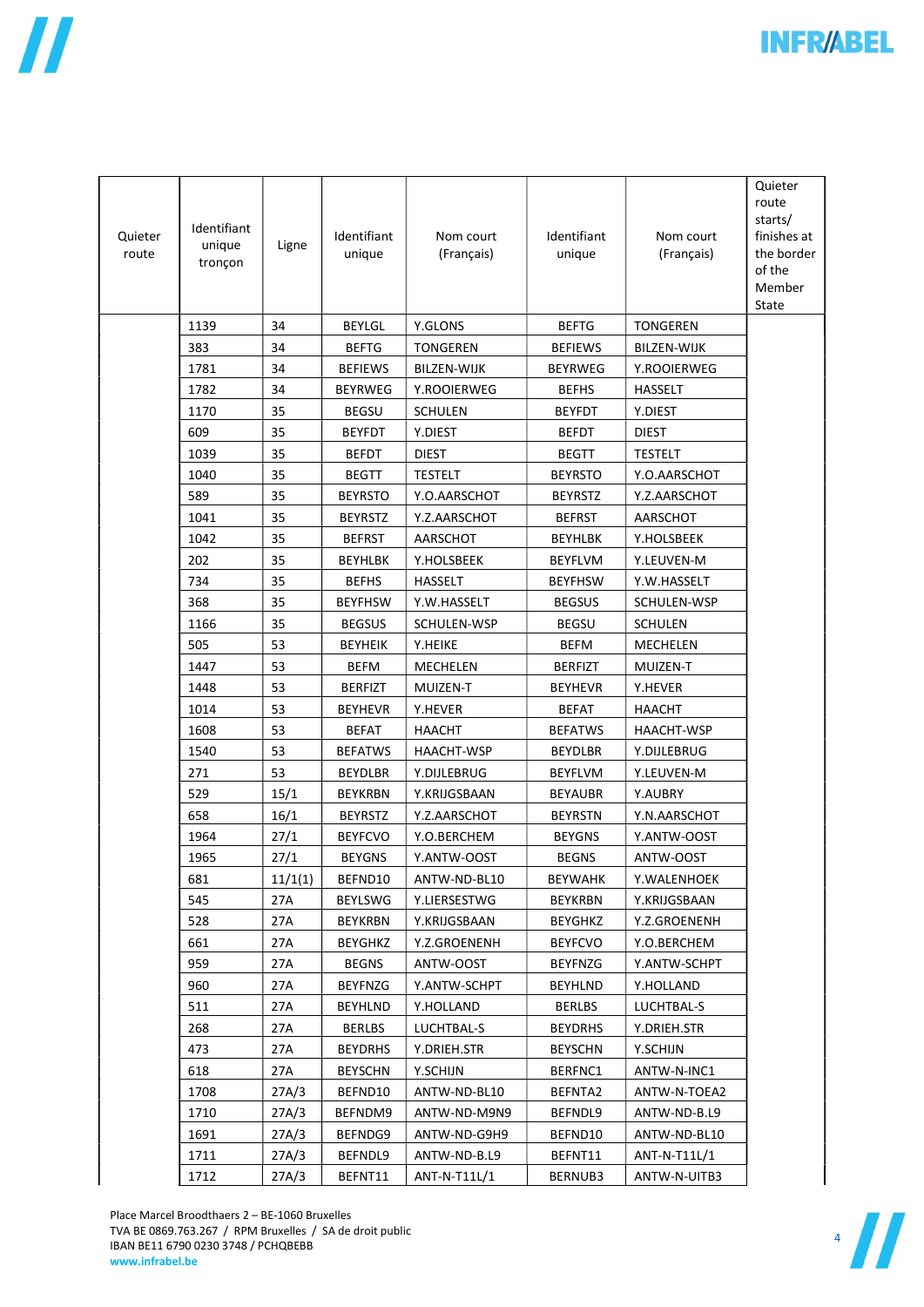| Quieter route | Identifiant unique tronçon | Ligne | Identifiant unique | Nom court (Français) | Identifiant unique | Nom court (Français) | Quieter route starts/ finishes at the border of the Member State |
|---|---|---|---|---|---|---|---|
| | 1139 | 34 | BEYLGL | Y.GLONS | BEFTG | TONGEREN | |
| | 383 | 34 | BEFTG | TONGEREN | BEFIEWS | BILZEN-WIJK | |
| | 1781 | 34 | BEFIEWS | BILZEN-WIJK | BEYRWEG | Y.ROOIERWEG | |
| | 1782 | 34 | BEYRWEG | Y.ROOIERWEG | BEFHS | HASSELT | |
| | 1170 | 35 | BEGSU | SCHULEN | BEYFDT | Y.DIEST | |
| | 609 | 35 | BEYFDT | Y.DIEST | BEFDT | DIEST | |
| | 1039 | 35 | BEFDT | DIEST | BEGTT | TESTELT | |
| | 1040 | 35 | BEGTT | TESTELT | BEYRSTO | Y.O.AARSCHOT | |
| | 589 | 35 | BEYRSTO | Y.O.AARSCHOT | BEYRSTZ | Y.Z.AARSCHOT | |
| | 1041 | 35 | BEYRSTZ | Y.Z.AARSCHOT | BEFRST | AARSCHOT | |
| | 1042 | 35 | BEFRST | AARSCHOT | BEYHLBK | Y.HOLSBEEK | |
| | 202 | 35 | BEYHLBK | Y.HOLSBEEK | BEYFLVM | Y.LEUVEN-M | |
| | 734 | 35 | BEFHS | HASSELT | BEYFHSW | Y.W.HASSELT | |
| | 368 | 35 | BEYFHSW | Y.W.HASSELT | BEGSUS | SCHULEN-WSP | |
| | 1166 | 35 | BEGSUS | SCHULEN-WSP | BEGSU | SCHULEN | |
| | 505 | 53 | BEYHEIK | Y.HEIKE | BEFM | MECHELEN | |
| | 1447 | 53 | BEFM | MECHELEN | BERFIZT | MUIZEN-T | |
| | 1448 | 53 | BERFIZT | MUIZEN-T | BEYHEVR | Y.HEVER | |
| | 1014 | 53 | BEYHEVR | Y.HEVER | BEFAT | HAACHT | |
| | 1608 | 53 | BEFAT | HAACHT | BEFATWS | HAACHT-WSP | |
| | 1540 | 53 | BEFATWS | HAACHT-WSP | BEYDLBR | Y.DIJLEBRUG | |
| | 271 | 53 | BEYDLBR | Y.DIJLEBRUG | BEYFLVM | Y.LEUVEN-M | |
| | 529 | 15/1 | BEYKRBN | Y.KRIJGSBAAN | BEYAUBR | Y.AUBRY | |
| | 658 | 16/1 | BEYRSTZ | Y.Z.AARSCHOT | BEYRSTN | Y.N.AARSCHOT | |
| | 1964 | 27/1 | BEYFCVO | Y.O.BERCHEM | BEYGNS | Y.ANTW-OOST | |
| | 1965 | 27/1 | BEYGNS | Y.ANTW-OOST | BEGNS | ANTW-OOST | |
| | 681 | 11/1(1) | BEFND10 | ANTW-ND-BL10 | BEYWAHK | Y.WALENHOEK | |
| | 545 | 27A | BEYLSWG | Y.LIERSESTWG | BEYKRBN | Y.KRIJGSBAAN | |
| | 528 | 27A | BEYKRBN | Y.KRIJGSBAAN | BEYGHKZ | Y.Z.GROENENH | |
| | 661 | 27A | BEYGHKZ | Y.Z.GROENENH | BEYFCVO | Y.O.BERCHEM | |
| | 959 | 27A | BEGNS | ANTW-OOST | BEYFNZG | Y.ANTW-SCHPT | |
| | 960 | 27A | BEYFNZG | Y.ANTW-SCHPT | BEYHLND | Y.HOLLAND | |
| | 511 | 27A | BEYHLND | Y.HOLLAND | BERLBS | LUCHTBAL-S | |
| | 268 | 27A | BERLBS | LUCHTBAL-S | BEYDRHS | Y.DRIEH.STR | |
| | 473 | 27A | BEYDRHS | Y.DRIEH.STR | BEYSCHN | Y.SCHIJN | |
| | 618 | 27A | BEYSCHN | Y.SCHIJN | BERFNC1 | ANTW-N-INC1 | |
| | 1708 | 27A/3 | BEFND10 | ANTW-ND-BL10 | BEFNTA2 | ANTW-N-TOEA2 | |
| | 1710 | 27A/3 | BEFNDM9 | ANTW-ND-M9N9 | BEFNDL9 | ANTW-ND-B.L9 | |
| | 1691 | 27A/3 | BEFNDG9 | ANTW-ND-G9H9 | BEFND10 | ANTW-ND-BL10 | |
| | 1711 | 27A/3 | BEFNDL9 | ANTW-ND-B.L9 | BEFNT11 | ANT-N-T11L/1 | |
| | 1712 | 27A/3 | BEFNT11 | ANT-N-T11L/1 | BERNUB3 | ANTW-N-UITB3 | |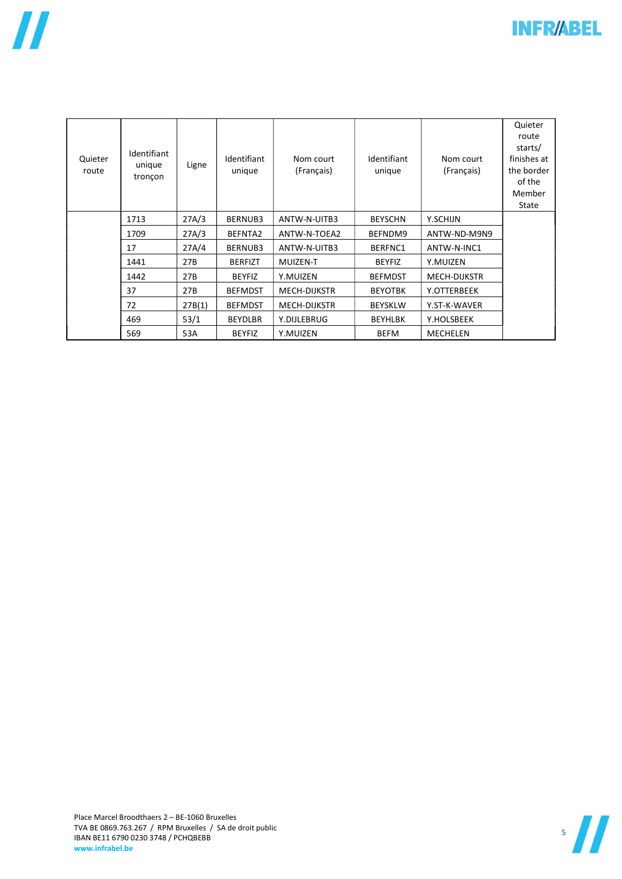| Quieter route | Identifiant unique tronçon | Ligne | Identifiant unique | Nom court (Français) | Identifiant unique | Nom court (Français) | Quieter route starts/ finishes at the border of the Member State |
|---|---|---|---|---|---|---|---|
| | 1713 | 27A/3 | BERNUB3 | ANTW-N-UITB3 | BEYSCHN | Y.SCHIJN | |
| | 1709 | 27A/3 | BEFNTA2 | ANTW-N-TOEA2 | BEFNDM9 | ANTW-ND-M9N9 | |
| | 17 | 27A/4 | BERNUB3 | ANTW-N-UITB3 | BERFNC1 | ANTW-N-INC1 | |
| | 1441 | 27B | BERFIZT | MUIZEN-T | BEYFIZ | Y.MUIZEN | |
| | 1442 | 27B | BEYFIZ | Y.MUIZEN | BEFMDST | MECH-DIJKSTR | |
| | 37 | 27B | BEFMDST | MECH-DIJKSTR | BEYOTBK | Y.OTTERBEEK | |
| | 72 | 27B(1) | BEFMDST | MECH-DIJKSTR | BEYSKLW | Y.ST-K-WAVER | |
| | 469 | 53/1 | BEYDLBR | Y.DIJLEBRUG | BEYHLBK | Y.HOLSBEEK | |
| | 569 | 53A | BEYFIZ | Y.MUIZEN | BEFM | MECHELEN | |

Place Marcel Broodthaers 2 – BE-1060 Bruxelles
TVA BE 0869.763.267 / RPM Bruxelles / SA de droit public
IBAN BE11 6790 0230 3748 / PCHQBEBB
**www.infrabel.be**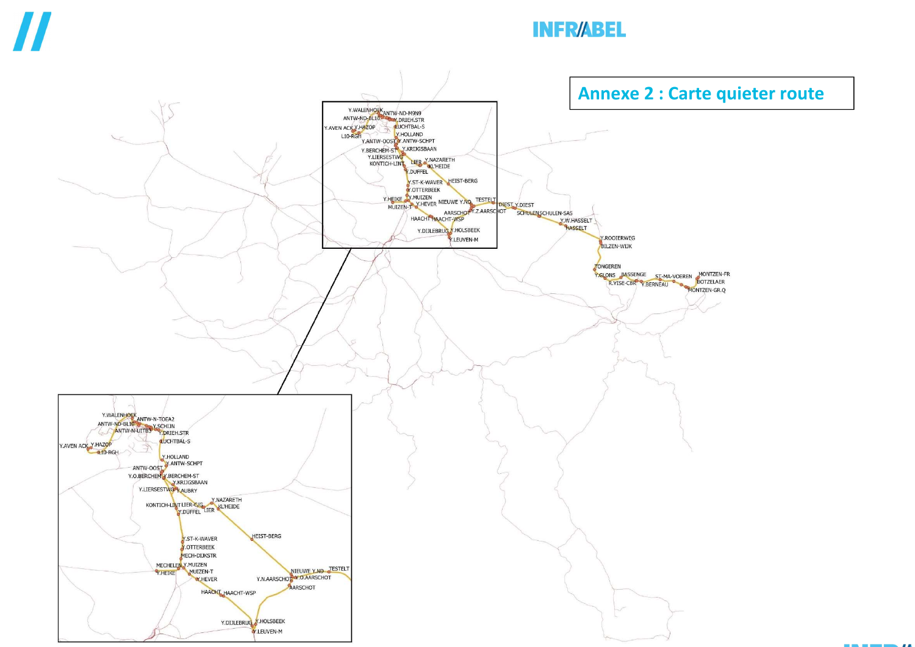## Annexe 2 : Carte quieter route

Y.WALENHOEK
ANTW-ND-M9N9
ANTW-ND-BL10
Y.DRIEH.STR
Y.AVEN ACK
Y.HAZOP
LUCHTBAL-S
L10-RGH
Y.HOLLAND
Y.ANTW-OOST
Y.ANTW-SCHPT
Y.BERCHEM-ST
Y.KRIJGSBAAN
Y.LIERSESTWG
Y.NAZARETH
KONTICH-LINT
LIER
KL'HEIDE
Y.DUFFEL
Y.ST-K-WAVER
HEIST-BERG
Y.OTTERBEEK
Y.HEIKE
Y.MUIZEN
MUIZEN-T
Y.HEVER
NIEUWE Y.ND
TESTELT
DIEST
Y.DIEST
AARSCHOT
Y.Z.AARSCHOT
SCHULEN
SCHULEN-SAS
HAACHT
HAACHT-WSP
Y.W.HASSELT
HASSELT
Y.DIJLEBRUG
Y.HOLSBEEK
Y.LEUVEN-M
Y.ROOIERWEG
BILZEN-WIJK
TONGEREN
Y.GLONS
BASSENGE
ST-MA-VOEREN
MONTZEN-FR
R.VISE-CBR
Y.BERNEAU
BOTZELAER
MONTZEN-GR.Q

Y.WALENHOEK
ANTW-N-TOEA2
ANTW-ND-BL10
Y.SCHIJN
ANTW-N-UITB3
Y.DRIEH.STR
Y.AVEN ACK
Y.HAZOP
LUCHTBAL-S
L10-RGH
Y.HOLLAND
Y.ANTW-SCHPT
ANTW-OOST
Y.O.BERCHEM
Y.BERCHEM-ST
Y.KRIJGSBAAN
Y.LIERSESTWG
Y.AUBRY
Y.NAZARETH
KONTICH-LINT
LIER-C/G
KL'HEIDE
LIER
Y.DUFFEL
HEIST-BERG
Y.ST-K-WAVER
Y.OTTERBEEK
MECH-DIJKSTR
MECHELEN
Y.MUIZEN
Y.HEIKE
MUIZEN-T
Y.HEVER
NIEUWE Y.ND
TESTELT
Y.N.AARSCHOT
Y.O.AARSCHOT
AARSCHOT
HAACHT
HAACHT-WSP
Y.DIJLEBRUG
Y.HOLSBEEK
Y.LEUVEN-M